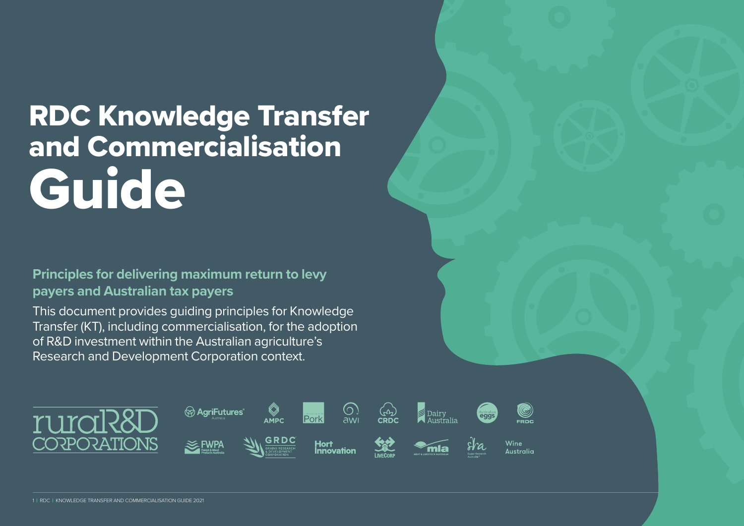# RDC Knowledge Transfer and Commercialisation Guide

## Principles for delivering maximum return to levy payers and Australian tax payers

This document provides guiding principles for Knowledge Transfer (KT), including commercialisation, for the adoption of R&D investment within the Australian agriculture's Research and Development Corporation context.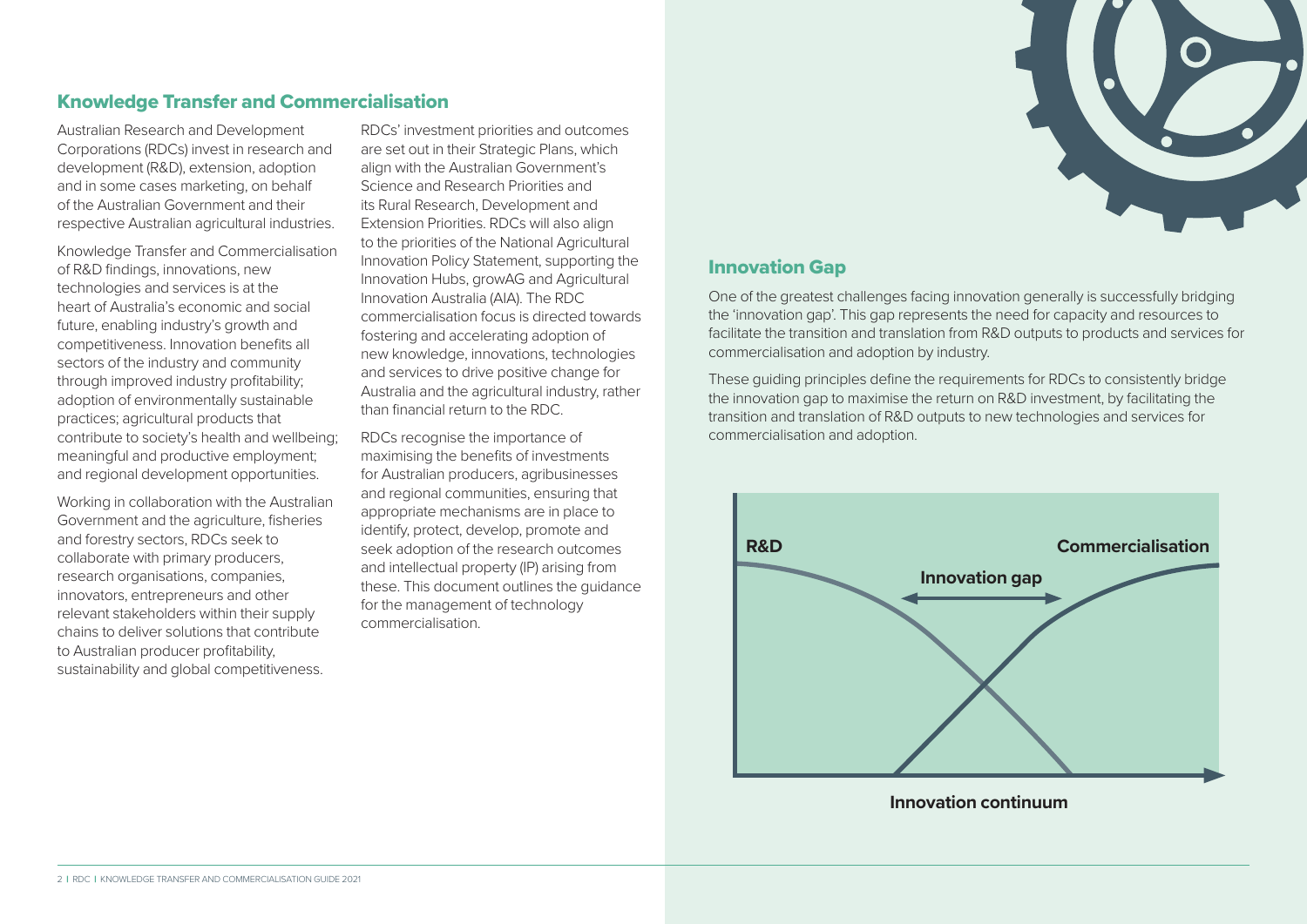## Knowledge Transfer and Commercialisation

Australian Research and Development Corporations (RDCs) invest in research and development (R&D), extension, adoption and in some cases marketing, on behalf of the Australian Government and their respective Australian agricultural industries.

Knowledge Transfer and Commercialisation of R&D findings, innovations, new technologies and services is at the heart of Australia's economic and social future, enabling industry's growth and competitiveness. Innovation benefits all sectors of the industry and community through improved industry profitability; adoption of environmentally sustainable practices; agricultural products that contribute to society's health and wellbeing; meaningful and productive employment; and regional development opportunities.

Working in collaboration with the Australian Government and the agriculture, fisheries and forestry sectors, RDCs seek to collaborate with primary producers, research organisations, companies, innovators, entrepreneurs and other relevant stakeholders within their supply chains to deliver solutions that contribute to Australian producer profitability, sustainability and global competitiveness.

RDCs' investment priorities and outcomes are set out in their Strategic Plans, which align with the Australian Government's Science and Research Priorities and its Rural Research, Development and Extension Priorities. RDCs will also align to the priorities of the National Agricultural Innovation Policy Statement, supporting the Innovation Hubs, growAG and Agricultural Innovation Australia (AIA). The RDC commercialisation focus is directed towards fostering and accelerating adoption of new knowledge, innovations, technologies and services to drive positive change for Australia and the agricultural industry, rather than financial return to the RDC.

RDCs recognise the importance of maximising the benefits of investments for Australian producers, agribusinesses and regional communities, ensuring that appropriate mechanisms are in place to identify, protect, develop, promote and seek adoption of the research outcomes and intellectual property (IP) arising from these. This document outlines the guidance for the management of technology commercialisation.

## Innovation Gap

One of the greatest challenges facing innovation generally is successfully bridging the 'innovation gap'. This gap represents the need for capacity and resources to facilitate the transition and translation from R&D outputs to products and services for commercialisation and adoption by industry.

These guiding principles define the requirements for RDCs to consistently bridge the innovation gap to maximise the return on R&D investment, by facilitating the transition and translation of R&D outputs to new technologies and services for commercialisation and adoption.

**R&D** — **Innovation gap** — **Commercialisation**

**Innovation continuum**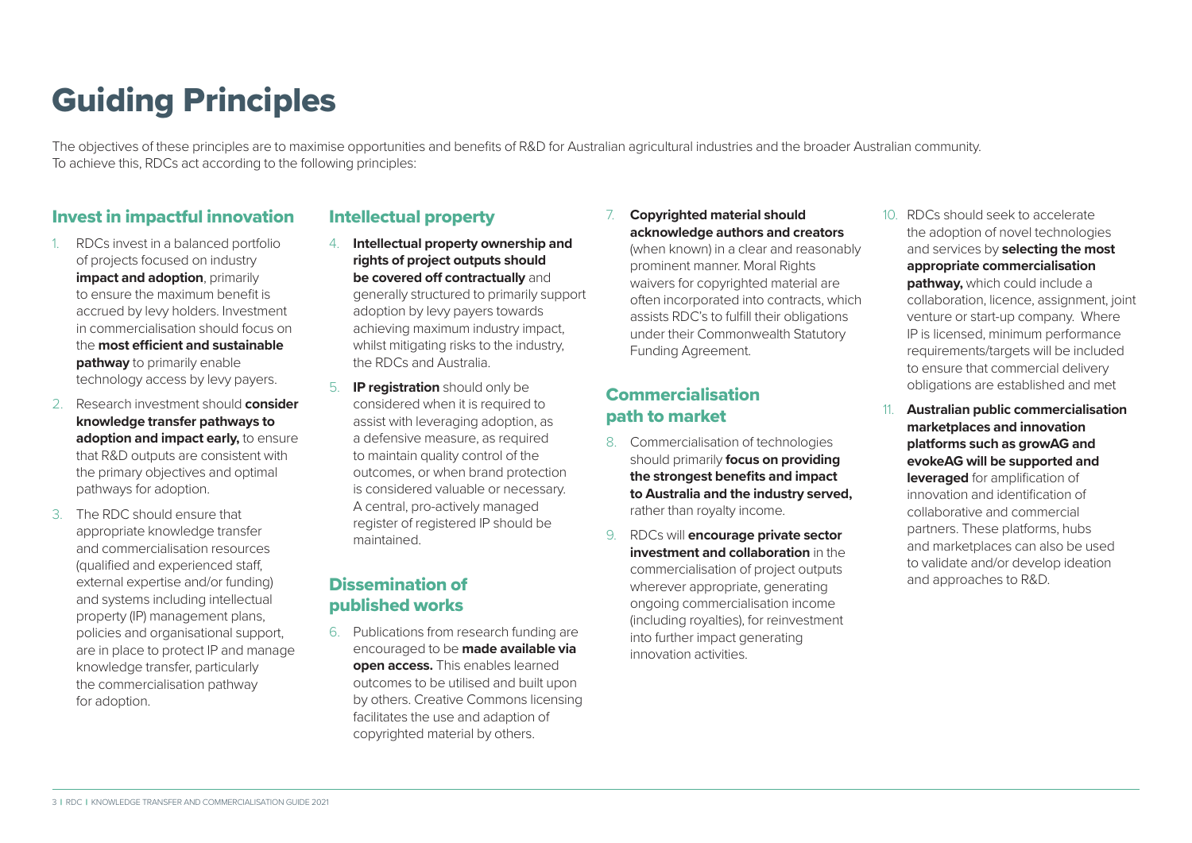# Guiding Principles

The objectives of these principles are to maximise opportunities and benefits of R&D for Australian agricultural industries and the broader Australian community. To achieve this, RDCs act according to the following principles:

## Invest in impactful innovation

1. RDCs invest in a balanced portfolio of projects focused on industry **impact and adoption**, primarily to ensure the maximum benefit is accrued by levy holders. Investment in commercialisation should focus on the **most efficient and sustainable pathway** to primarily enable technology access by levy payers.
2. Research investment should **consider knowledge transfer pathways to adoption and impact early,** to ensure that R&D outputs are consistent with the primary objectives and optimal pathways for adoption.
3. The RDC should ensure that appropriate knowledge transfer and commercialisation resources (qualified and experienced staff, external expertise and/or funding) and systems including intellectual property (IP) management plans, policies and organisational support, are in place to protect IP and manage knowledge transfer, particularly the commercialisation pathway for adoption.

## Intellectual property

4. **Intellectual property ownership and rights of project outputs should be covered off contractually** and generally structured to primarily support adoption by levy payers towards achieving maximum industry impact, whilst mitigating risks to the industry, the RDCs and Australia.
5. **IP registration** should only be considered when it is required to assist with leveraging adoption, as a defensive measure, as required to maintain quality control of the outcomes, or when brand protection is considered valuable or necessary. A central, pro-actively managed register of registered IP should be maintained.

## Dissemination of published works

6. Publications from research funding are encouraged to be **made available via open access.** This enables learned outcomes to be utilised and built upon by others. Creative Commons licensing facilitates the use and adaption of copyrighted material by others.
7. **Copyrighted material should acknowledge authors and creators** (when known) in a clear and reasonably prominent manner. Moral Rights waivers for copyrighted material are often incorporated into contracts, which assists RDC's to fulfill their obligations under their Commonwealth Statutory Funding Agreement.

## Commercialisation path to market

8. Commercialisation of technologies should primarily **focus on providing the strongest benefits and impact to Australia and the industry served,** rather than royalty income.
9. RDCs will **encourage private sector investment and collaboration** in the commercialisation of project outputs wherever appropriate, generating ongoing commercialisation income (including royalties), for reinvestment into further impact generating innovation activities.
10. RDCs should seek to accelerate the adoption of novel technologies and services by **selecting the most appropriate commercialisation pathway,** which could include a collaboration, licence, assignment, joint venture or start-up company. Where IP is licensed, minimum performance requirements/targets will be included to ensure that commercial delivery obligations are established and met
11. **Australian public commercialisation marketplaces and innovation platforms such as growAG and evokeAG will be supported and leveraged** for amplification of innovation and identification of collaborative and commercial partners. These platforms, hubs and marketplaces can also be used to validate and/or develop ideation and approaches to R&D.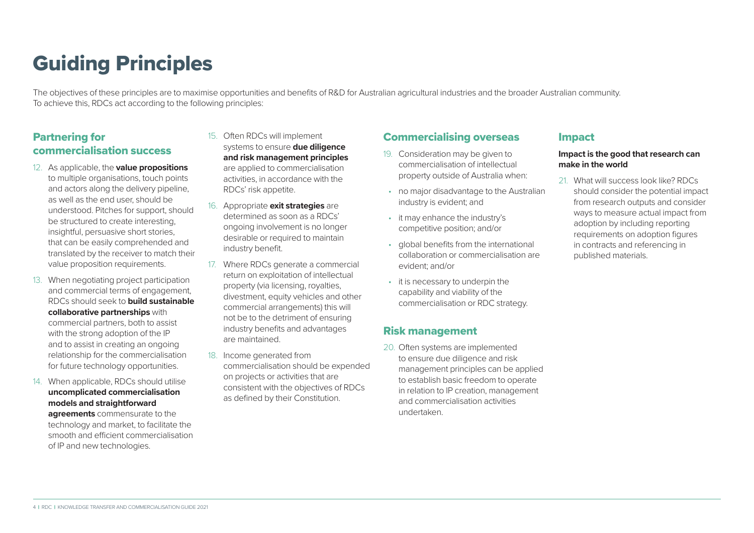# Guiding Principles

The objectives of these principles are to maximise opportunities and benefits of R&D for Australian agricultural industries and the broader Australian community. To achieve this, RDCs act according to the following principles:

## Partnering for commercialisation success

12. As applicable, the **value propositions** to multiple organisations, touch points and actors along the delivery pipeline, as well as the end user, should be understood. Pitches for support, should be structured to create interesting, insightful, persuasive short stories, that can be easily comprehended and translated by the receiver to match their value proposition requirements.
13. When negotiating project participation and commercial terms of engagement, RDCs should seek to **build sustainable collaborative partnerships** with commercial partners, both to assist with the strong adoption of the IP and to assist in creating an ongoing relationship for the commercialisation for future technology opportunities.
14. When applicable, RDCs should utilise **uncomplicated commercialisation models and straightforward agreements** commensurate to the technology and market, to facilitate the smooth and efficient commercialisation of IP and new technologies.
15. Often RDCs will implement systems to ensure **due diligence and risk management principles** are applied to commercialisation activities, in accordance with the RDCs' risk appetite.
16. Appropriate **exit strategies** are determined as soon as a RDCs' ongoing involvement is no longer desirable or required to maintain industry benefit.
17. Where RDCs generate a commercial return on exploitation of intellectual property (via licensing, royalties, divestment, equity vehicles and other commercial arrangements) this will not be to the detriment of ensuring industry benefits and advantages are maintained.
18. Income generated from commercialisation should be expended on projects or activities that are consistent with the objectives of RDCs as defined by their Constitution.

## Commercialising overseas

19. Consideration may be given to commercialisation of intellectual property outside of Australia when:
    - no major disadvantage to the Australian industry is evident; and
    - it may enhance the industry's competitive position; and/or
    - global benefits from the international collaboration or commercialisation are evident; and/or
    - it is necessary to underpin the capability and viability of the commercialisation or RDC strategy.

## Risk management

20. Often systems are implemented to ensure due diligence and risk management principles can be applied to establish basic freedom to operate in relation to IP creation, management and commercialisation activities undertaken.

## Impact

**Impact is the good that research can make in the world**

21. What will success look like? RDCs should consider the potential impact from research outputs and consider ways to measure actual impact from adoption by including reporting requirements on adoption figures in contracts and referencing in published materials.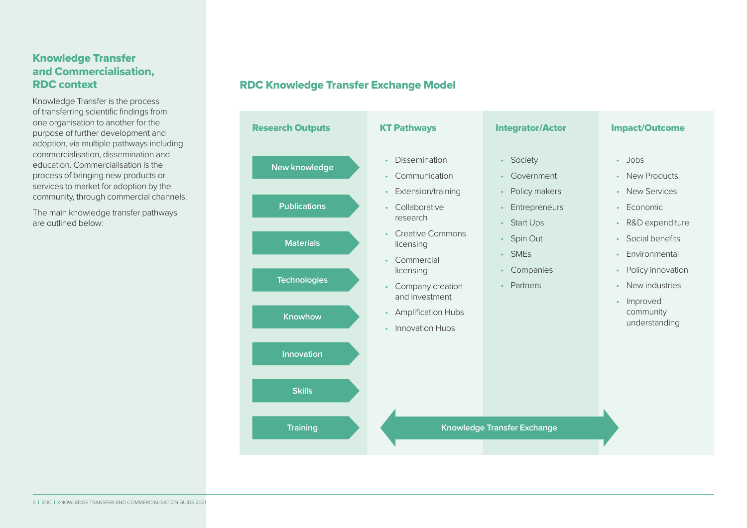## Knowledge Transfer and Commercialisation, RDC context

Knowledge Transfer is the process of transferring scientific findings from one organisation to another for the purpose of further development and adoption, via multiple pathways including commercialisation, dissemination and education. Commercialisation is the process of bringing new products or services to market for adoption by the community, through commercial channels.

The main knowledge transfer pathways are outlined below:

## RDC Knowledge Transfer Exchange Model

| Research Outputs | KT Pathways | Integrator/Actor | Impact/Outcome |
|---|---|---|---|
| New knowledge | Dissemination | Society | Jobs |
| Publications | Communication | Government | New Products |
| Materials | Extension/training | Policy makers | New Services |
| Technologies | Collaborative research | Entrepreneurs | Economic |
| Knowhow | Creative Commons licensing | Start Ups | R&D expenditure |
| Innovation | Commercial licensing | Spin Out | Social benefits |
| Skills | Company creation and investment | SMEs | Environmental |
| Training | Amplification Hubs | Companies | Policy innovation |
| | Innovation Hubs | Partners | New industries |
| | | | Improved community understanding |

Knowledge Transfer Exchange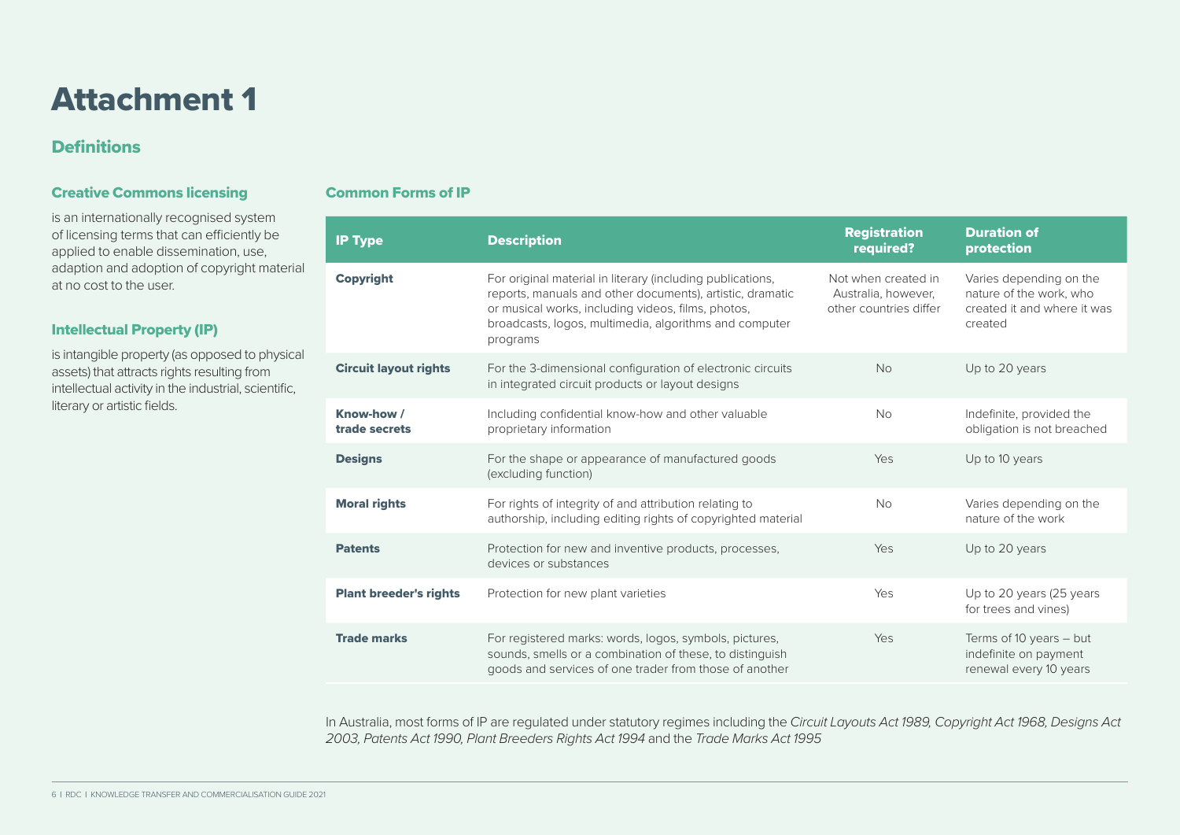# Attachment 1

## Definitions

### Creative Commons licensing

is an internationally recognised system of licensing terms that can efficiently be applied to enable dissemination, use, adaption and adoption of copyright material at no cost to the user.

### Intellectual Property (IP)

is intangible property (as opposed to physical assets) that attracts rights resulting from intellectual activity in the industrial, scientific, literary or artistic fields.

### Common Forms of IP

| IP Type | Description | Registration required? | Duration of protection |
|---|---|---|---|
| **Copyright** | For original material in literary (including publications, reports, manuals and other documents), artistic, dramatic or musical works, including videos, films, photos, broadcasts, logos, multimedia, algorithms and computer programs | Not when created in Australia, however, other countries differ | Varies depending on the nature of the work, who created it and where it was created |
| **Circuit layout rights** | For the 3-dimensional configuration of electronic circuits in integrated circuit products or layout designs | No | Up to 20 years |
| **Know-how / trade secrets** | Including confidential know-how and other valuable proprietary information | No | Indefinite, provided the obligation is not breached |
| **Designs** | For the shape or appearance of manufactured goods (excluding function) | Yes | Up to 10 years |
| **Moral rights** | For rights of integrity of and attribution relating to authorship, including editing rights of copyrighted material | No | Varies depending on the nature of the work |
| **Patents** | Protection for new and inventive products, processes, devices or substances | Yes | Up to 20 years |
| **Plant breeder's rights** | Protection for new plant varieties | Yes | Up to 20 years (25 years for trees and vines) |
| **Trade marks** | For registered marks: words, logos, symbols, pictures, sounds, smells or a combination of these, to distinguish goods and services of one trader from those of another | Yes | Terms of 10 years – but indefinite on payment renewal every 10 years |

In Australia, most forms of IP are regulated under statutory regimes including the *Circuit Layouts Act 1989, Copyright Act 1968, Designs Act 2003, Patents Act 1990, Plant Breeders Rights Act 1994* and the *Trade Marks Act 1995*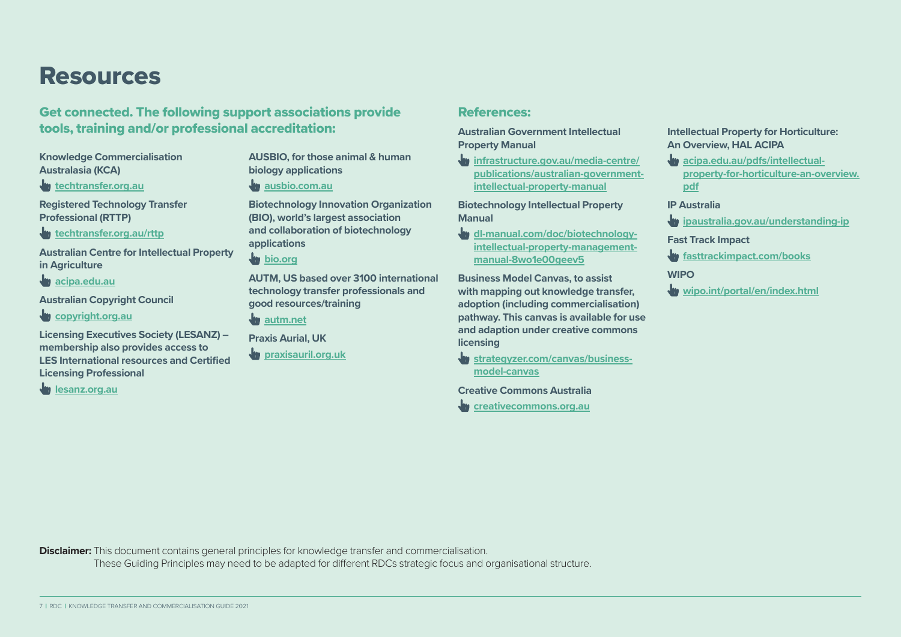# Resources

## Get connected. The following support associations provide tools, training and/or professional accreditation:

**Knowledge Commercialisation Australasia (KCA)**

techtransfer.org.au

**Registered Technology Transfer Professional (RTTP)**

techtransfer.org.au/rttp

**Australian Centre for Intellectual Property in Agriculture**

acipa.edu.au

**Australian Copyright Council**

copyright.org.au

**Licensing Executives Society (LESANZ) – membership also provides access to LES International resources and Certified Licensing Professional**

lesanz.org.au

**AUSBIO, for those animal & human biology applications**

ausbio.com.au

**Biotechnology Innovation Organization (BIO), world's largest association and collaboration of biotechnology applications**

bio.org

**AUTM, US based over 3100 international technology transfer professionals and good resources/training**

autm.net

**Praxis Aurial, UK**

praxisauril.org.uk

## References:

**Australian Government Intellectual Property Manual**

infrastructure.gov.au/media-centre/publications/australian-government-intellectual-property-manual

**Biotechnology Intellectual Property Manual**

dl-manual.com/doc/biotechnology-intellectual-property-management-manual-8wo1e00geev5

**Business Model Canvas, to assist with mapping out knowledge transfer, adoption (including commercialisation) pathway. This canvas is available for use and adaption under creative commons licensing**

strategyzer.com/canvas/business-model-canvas

**Creative Commons Australia**

creativecommons.org.au

**Intellectual Property for Horticulture: An Overview, HAL ACIPA**

acipa.edu.au/pdfs/intellectual-property-for-horticulture-an-overview.pdf

**IP Australia**

ipaustralia.gov.au/understanding-ip

**Fast Track Impact**

fasttrackimpact.com/books

**WIPO**

wipo.int/portal/en/index.html

**Disclaimer:** This document contains general principles for knowledge transfer and commercialisation. These Guiding Principles may need to be adapted for different RDCs strategic focus and organisational structure.